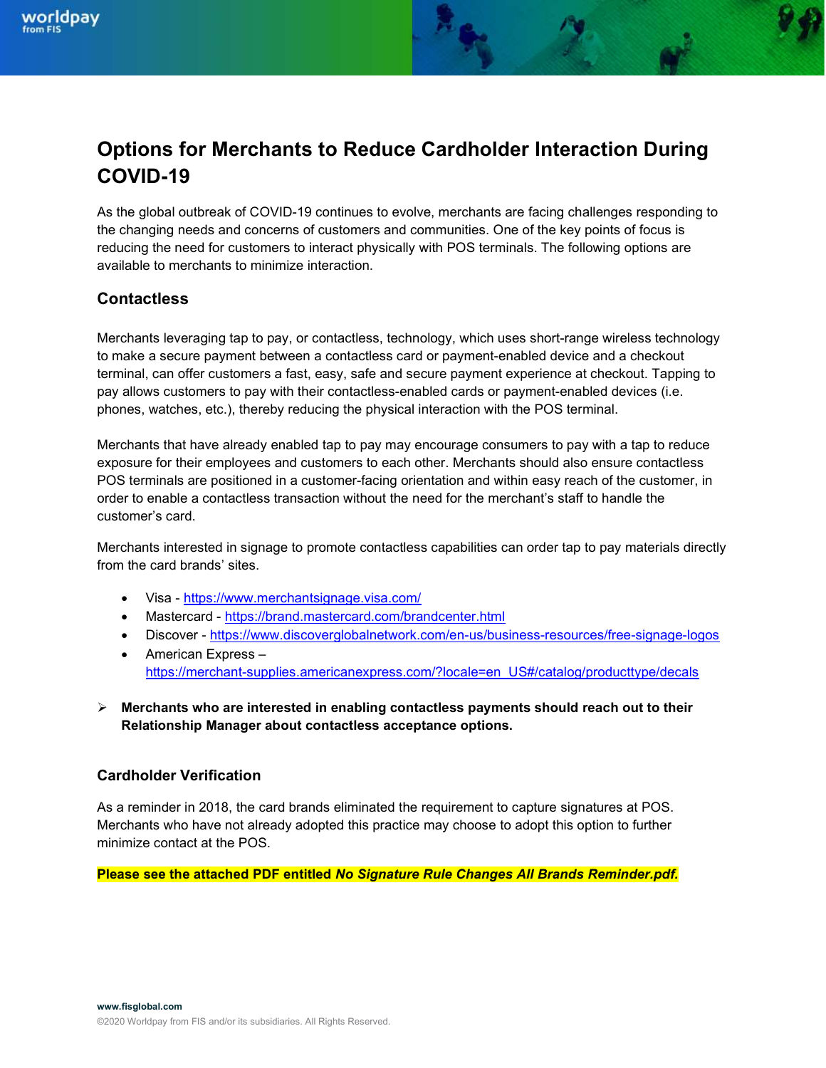# Options for Merchants to Reduce Cardholder Interaction During COVID-19

As the global outbreak of COVID-19 continues to evolve, merchants are facing challenges responding to the changing needs and concerns of customers and communities. One of the key points of focus is reducing the need for customers to interact physically with POS terminals. The following options are available to merchants to minimize interaction.

## Contactless

Merchants leveraging tap to pay, or contactless, technology, which uses short-range wireless technology to make a secure payment between a contactless card or payment-enabled device and a checkout terminal, can offer customers a fast, easy, safe and secure payment experience at checkout. Tapping to pay allows customers to pay with their contactless-enabled cards or payment-enabled devices (i.e. phones, watches, etc.), thereby reducing the physical interaction with the POS terminal.

Merchants that have already enabled tap to pay may encourage consumers to pay with a tap to reduce exposure for their employees and customers to each other. Merchants should also ensure contactless POS terminals are positioned in a customer-facing orientation and within easy reach of the customer, in order to enable a contactless transaction without the need for the merchant's staff to handle the customer's card.

Merchants interested in signage to promote contactless capabilities can order tap to pay materials directly from the card brands' sites.

- Visa - https://www.merchantsignage.visa.com/
- Mastercard - https://brand.mastercard.com/brandcenter.html
- Discover - https://www.discoverglobalnetwork.com/en-us/business-resources/free-signage-logos
- American Express – https://merchant-supplies.americanexpress.com/?locale=en_US#/catalog/producttype/decals

➢ **Merchants who are interested in enabling contactless payments should reach out to their Relationship Manager about contactless acceptance options.**

## Cardholder Verification

As a reminder in 2018, the card brands eliminated the requirement to capture signatures at POS. Merchants who have not already adopted this practice may choose to adopt this option to further minimize contact at the POS.

**Please see the attached PDF entitled *No Signature Rule Changes All Brands Reminder.pdf*.**

**www.fisglobal.com**

©2020 Worldpay from FIS and/or its subsidiaries. All Rights Reserved.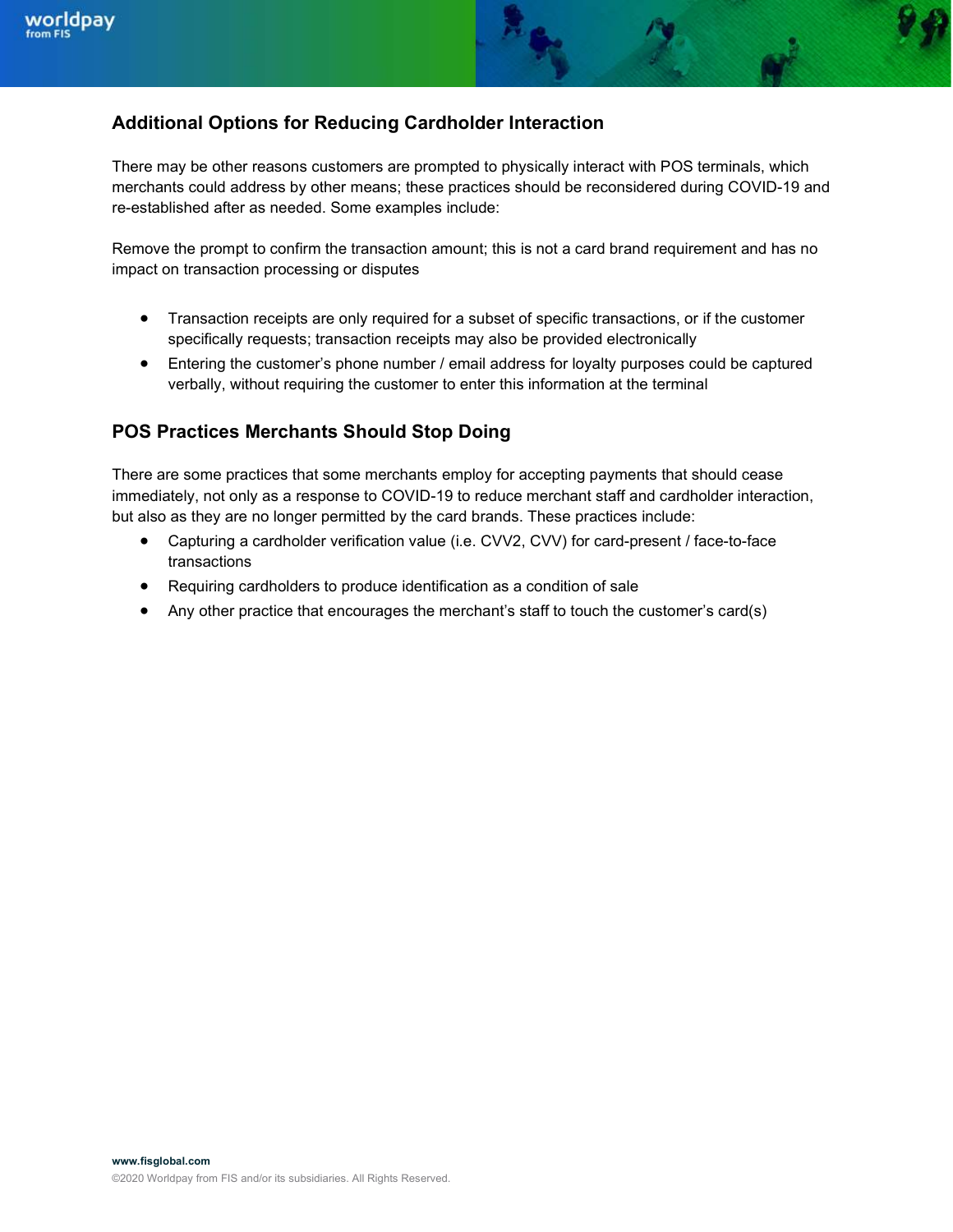## Additional Options for Reducing Cardholder Interaction

There may be other reasons customers are prompted to physically interact with POS terminals, which merchants could address by other means; these practices should be reconsidered during COVID-19 and re-established after as needed. Some examples include:

Remove the prompt to confirm the transaction amount; this is not a card brand requirement and has no impact on transaction processing or disputes

- Transaction receipts are only required for a subset of specific transactions, or if the customer specifically requests; transaction receipts may also be provided electronically
- Entering the customer's phone number / email address for loyalty purposes could be captured verbally, without requiring the customer to enter this information at the terminal

## POS Practices Merchants Should Stop Doing

There are some practices that some merchants employ for accepting payments that should cease immediately, not only as a response to COVID-19 to reduce merchant staff and cardholder interaction, but also as they are no longer permitted by the card brands. These practices include:

- Capturing a cardholder verification value (i.e. CVV2, CVV) for card-present / face-to-face transactions
- Requiring cardholders to produce identification as a condition of sale
- Any other practice that encourages the merchant's staff to touch the customer's card(s)